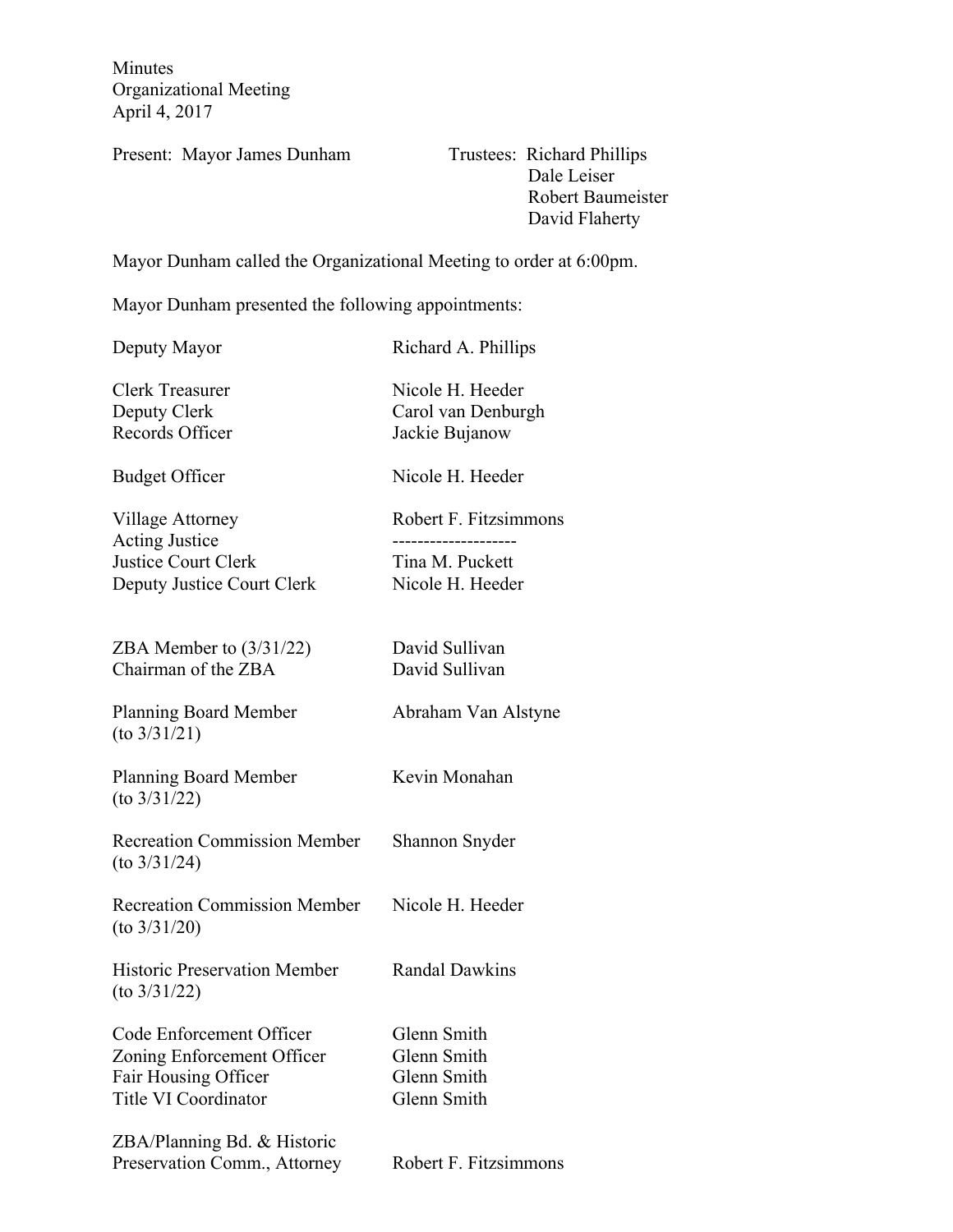Minutes
Organizational Meeting
April 4, 2017

Present: Mayor James Dunham

Trustees: Richard Phillips
Dale Leiser
Robert Baumeister
David Flaherty

Mayor Dunham called the Organizational Meeting to order at 6:00pm.

Mayor Dunham presented the following appointments:

| | |
|---|---|
| Deputy Mayor | Richard A. Phillips |
| Clerk Treasurer | Nicole H. Heeder |
| Deputy Clerk | Carol van Denburgh |
| Records Officer | Jackie Bujanow |
| Budget Officer | Nicole H. Heeder |
| Village Attorney | Robert F. Fitzsimmons |
| Acting Justice | -------------------- |
| Justice Court Clerk | Tina M. Puckett |
| Deputy Justice Court Clerk | Nicole H. Heeder |
| ZBA Member to (3/31/22) | David Sullivan |
| Chairman of the ZBA | David Sullivan |
| Planning Board Member (to 3/31/21) | Abraham Van Alstyne |
| Planning Board Member (to 3/31/22) | Kevin Monahan |
| Recreation Commission Member (to 3/31/24) | Shannon Snyder |
| Recreation Commission Member (to 3/31/20) | Nicole H. Heeder |
| Historic Preservation Member (to 3/31/22) | Randal Dawkins |
| Code Enforcement Officer | Glenn Smith |
| Zoning Enforcement Officer | Glenn Smith |
| Fair Housing Officer | Glenn Smith |
| Title VI Coordinator | Glenn Smith |
| ZBA/Planning Bd. & Historic Preservation Comm., Attorney | Robert F. Fitzsimmons |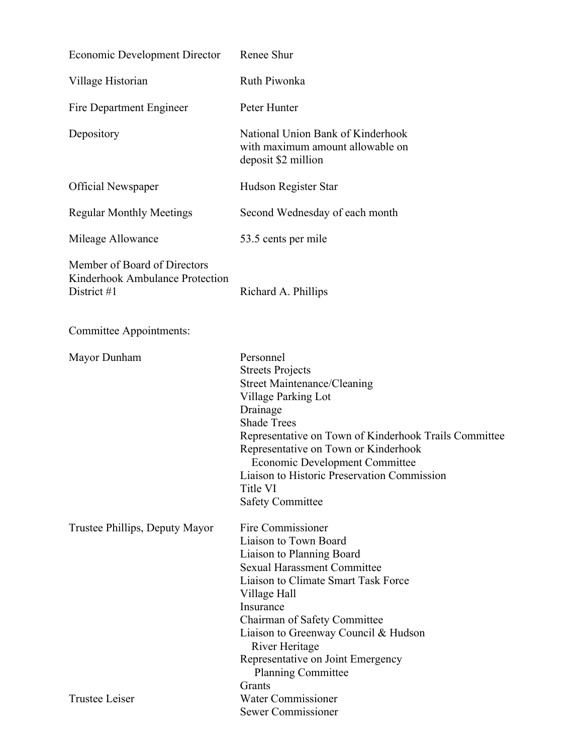| | |
|---|---|
| Economic Development Director | Renee Shur |
| Village Historian | Ruth Piwonka |
| Fire Department Engineer | Peter Hunter |
| Depository | National Union Bank of Kinderhook with maximum amount allowable on deposit $2 million |
| Official Newspaper | Hudson Register Star |
| Regular Monthly Meetings | Second Wednesday of each month |
| Mileage Allowance | 53.5 cents per mile |
| Member of Board of Directors Kinderhook Ambulance Protection District #1 | Richard A. Phillips |

Committee Appointments:

| | |
|---|---|
| Mayor Dunham | Personnel<br>Streets Projects<br>Street Maintenance/Cleaning<br>Village Parking Lot<br>Drainage<br>Shade Trees<br>Representative on Town of Kinderhook Trails Committee<br>Representative on Town or Kinderhook Economic Development Committee<br>Liaison to Historic Preservation Commission<br>Title VI<br>Safety Committee |
| Trustee Phillips, Deputy Mayor | Fire Commissioner<br>Liaison to Town Board<br>Liaison to Planning Board<br>Sexual Harassment Committee<br>Liaison to Climate Smart Task Force<br>Village Hall<br>Insurance<br>Chairman of Safety Committee<br>Liaison to Greenway Council & Hudson River Heritage<br>Representative on Joint Emergency Planning Committee<br>Grants |
| Trustee Leiser | Water Commissioner<br>Sewer Commissioner |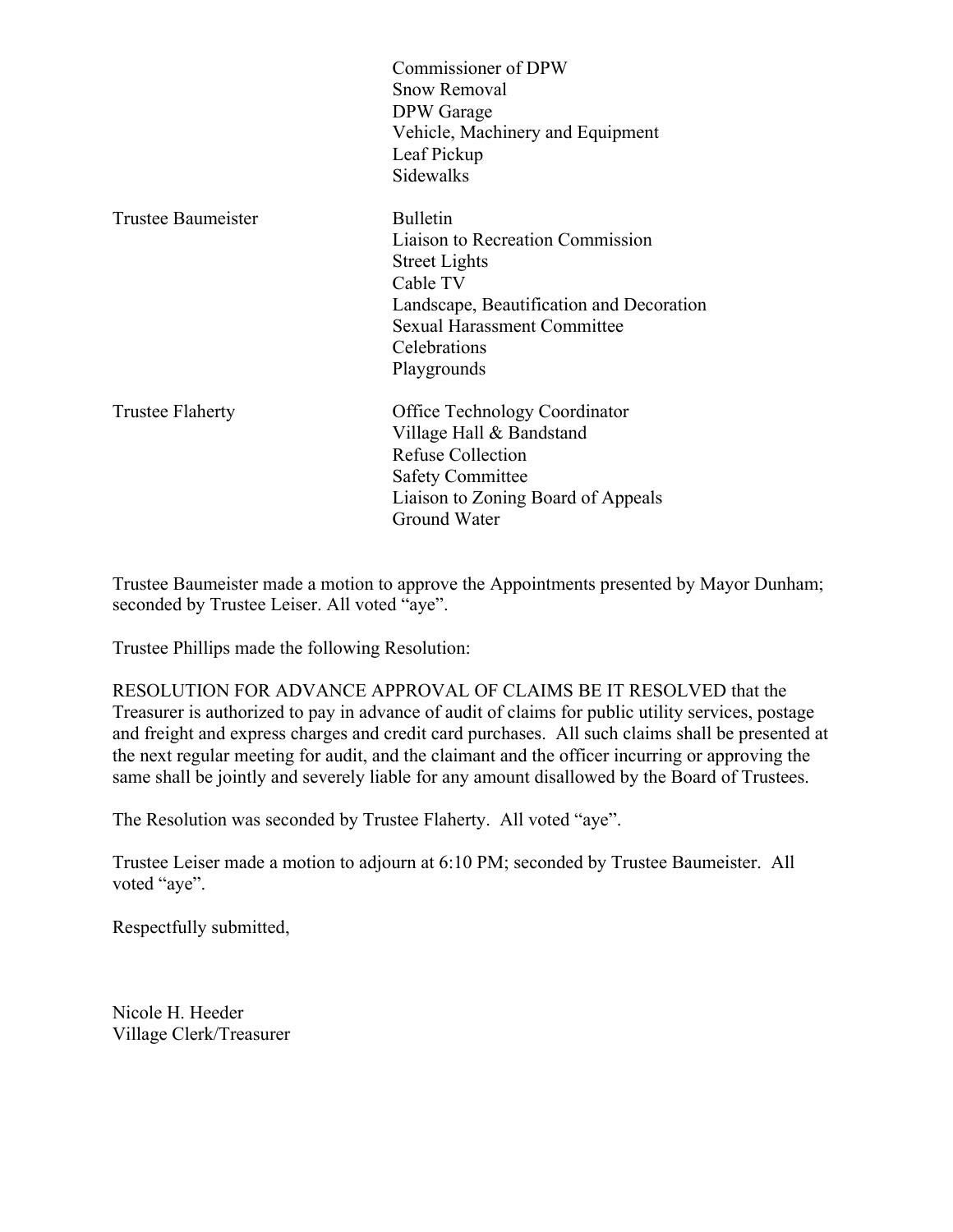| | |
|---|---|
| | Commissioner of DPW<br>Snow Removal<br>DPW Garage<br>Vehicle, Machinery and Equipment<br>Leaf Pickup<br>Sidewalks |
| Trustee Baumeister | Bulletin<br>Liaison to Recreation Commission<br>Street Lights<br>Cable TV<br>Landscape, Beautification and Decoration<br>Sexual Harassment Committee<br>Celebrations<br>Playgrounds |
| Trustee Flaherty | Office Technology Coordinator<br>Village Hall & Bandstand<br>Refuse Collection<br>Safety Committee<br>Liaison to Zoning Board of Appeals<br>Ground Water |

Trustee Baumeister made a motion to approve the Appointments presented by Mayor Dunham; seconded by Trustee Leiser. All voted "aye".

Trustee Phillips made the following Resolution:

RESOLUTION FOR ADVANCE APPROVAL OF CLAIMS BE IT RESOLVED that the Treasurer is authorized to pay in advance of audit of claims for public utility services, postage and freight and express charges and credit card purchases. All such claims shall be presented at the next regular meeting for audit, and the claimant and the officer incurring or approving the same shall be jointly and severely liable for any amount disallowed by the Board of Trustees.

The Resolution was seconded by Trustee Flaherty. All voted "aye".

Trustee Leiser made a motion to adjourn at 6:10 PM; seconded by Trustee Baumeister. All voted "aye".

Respectfully submitted,

Nicole H. Heeder
Village Clerk/Treasurer